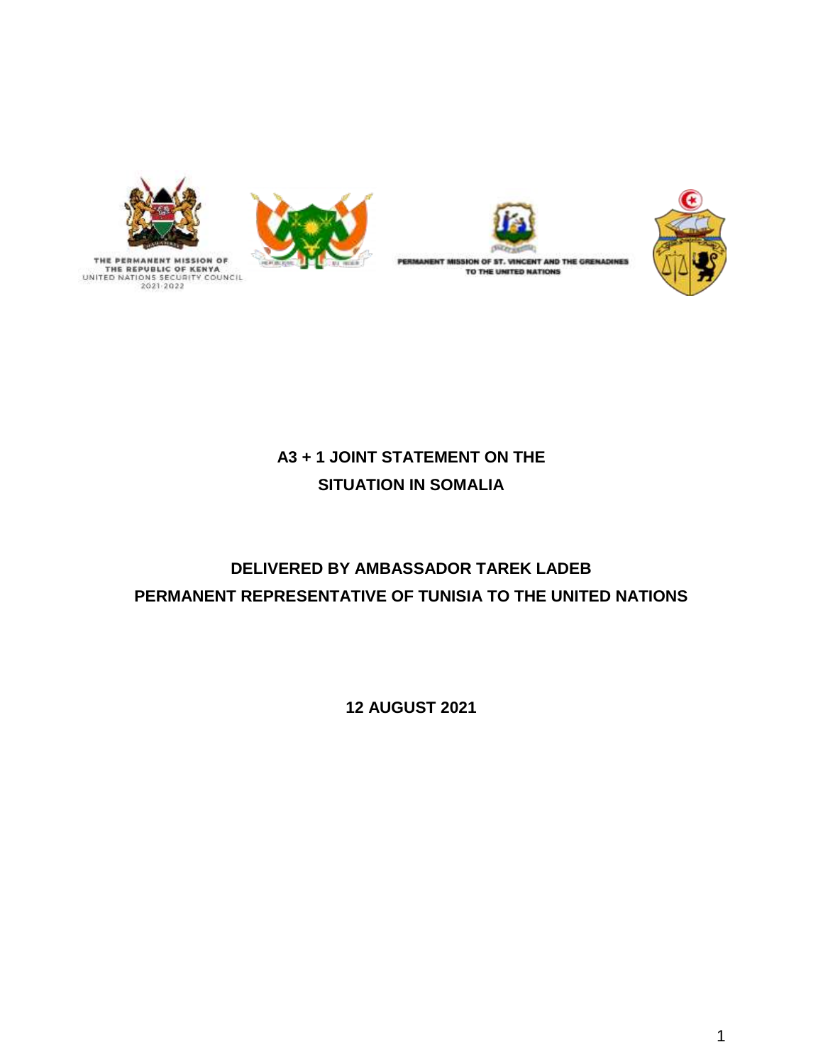THE PERMANENT MISSION OF THE REPUBLIC OF KENYA
UNITED NATIONS SECURITY COUNCIL
2021-2022

PERMANENT MISSION OF ST. VINCENT AND THE GRENADINES TO THE UNITED NATIONS

# A3 + 1 JOINT STATEMENT ON THE SITUATION IN SOMALIA

## DELIVERED BY AMBASSADOR TAREK LADEB
## PERMANENT REPRESENTATIVE OF TUNISIA TO THE UNITED NATIONS

**12 AUGUST 2021**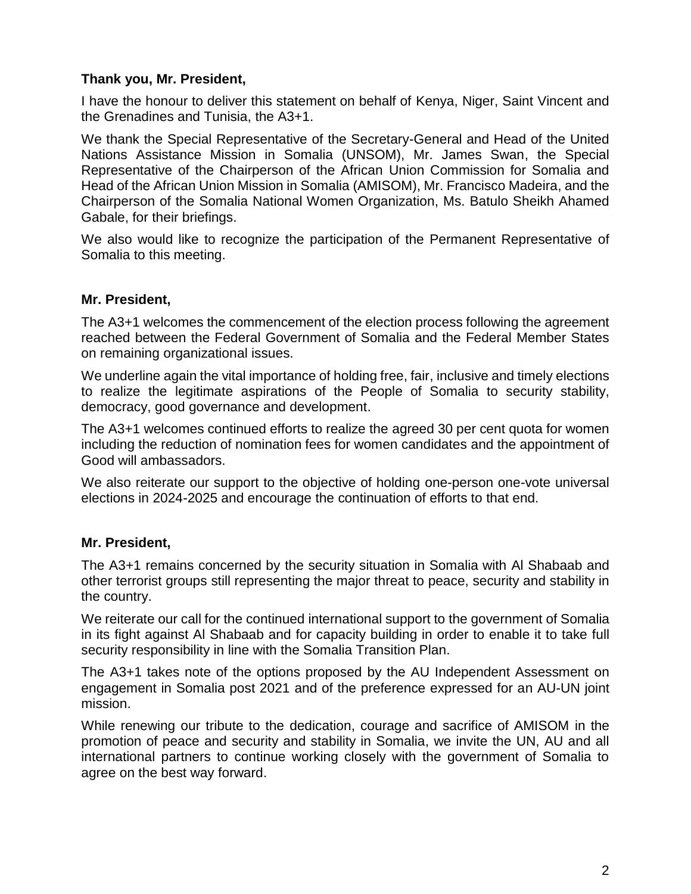**Thank you, Mr. President,**

I have the honour to deliver this statement on behalf of Kenya, Niger, Saint Vincent and the Grenadines and Tunisia, the A3+1.

We thank the Special Representative of the Secretary-General and Head of the United Nations Assistance Mission in Somalia (UNSOM), Mr. James Swan, the Special Representative of the Chairperson of the African Union Commission for Somalia and Head of the African Union Mission in Somalia (AMISOM), Mr. Francisco Madeira, and the Chairperson of the Somalia National Women Organization, Ms. Batulo Sheikh Ahamed Gabale, for their briefings.

We also would like to recognize the participation of the Permanent Representative of Somalia to this meeting.

**Mr. President,**

The A3+1 welcomes the commencement of the election process following the agreement reached between the Federal Government of Somalia and the Federal Member States on remaining organizational issues.

We underline again the vital importance of holding free, fair, inclusive and timely elections to realize the legitimate aspirations of the People of Somalia to security stability, democracy, good governance and development.

The A3+1 welcomes continued efforts to realize the agreed 30 per cent quota for women including the reduction of nomination fees for women candidates and the appointment of Good will ambassadors.

We also reiterate our support to the objective of holding one-person one-vote universal elections in 2024-2025 and encourage the continuation of efforts to that end.

**Mr. President,**

The A3+1 remains concerned by the security situation in Somalia with Al Shabaab and other terrorist groups still representing the major threat to peace, security and stability in the country.

We reiterate our call for the continued international support to the government of Somalia in its fight against Al Shabaab and for capacity building in order to enable it to take full security responsibility in line with the Somalia Transition Plan.

The A3+1 takes note of the options proposed by the AU Independent Assessment on engagement in Somalia post 2021 and of the preference expressed for an AU-UN joint mission.

While renewing our tribute to the dedication, courage and sacrifice of AMISOM in the promotion of peace and security and stability in Somalia, we invite the UN, AU and all international partners to continue working closely with the government of Somalia to agree on the best way forward.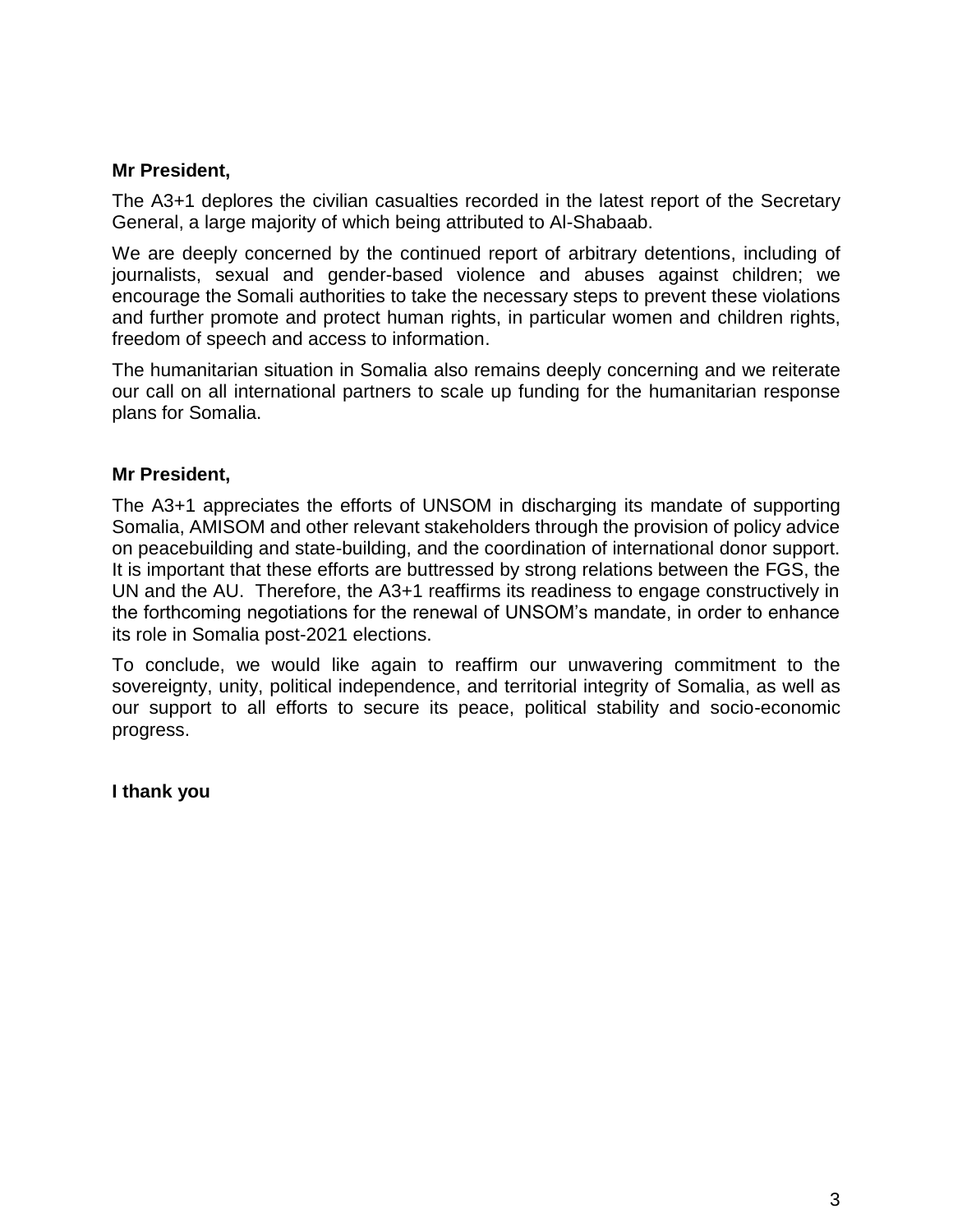**Mr President,**

The A3+1 deplores the civilian casualties recorded in the latest report of the Secretary General, a large majority of which being attributed to Al-Shabaab.

We are deeply concerned by the continued report of arbitrary detentions, including of journalists, sexual and gender-based violence and abuses against children; we encourage the Somali authorities to take the necessary steps to prevent these violations and further promote and protect human rights, in particular women and children rights, freedom of speech and access to information.

The humanitarian situation in Somalia also remains deeply concerning and we reiterate our call on all international partners to scale up funding for the humanitarian response plans for Somalia.

**Mr President,**

The A3+1 appreciates the efforts of UNSOM in discharging its mandate of supporting Somalia, AMISOM and other relevant stakeholders through the provision of policy advice on peacebuilding and state-building, and the coordination of international donor support. It is important that these efforts are buttressed by strong relations between the FGS, the UN and the AU. Therefore, the A3+1 reaffirms its readiness to engage constructively in the forthcoming negotiations for the renewal of UNSOM's mandate, in order to enhance its role in Somalia post-2021 elections.

To conclude, we would like again to reaffirm our unwavering commitment to the sovereignty, unity, political independence, and territorial integrity of Somalia, as well as our support to all efforts to secure its peace, political stability and socio-economic progress.

**I thank you**